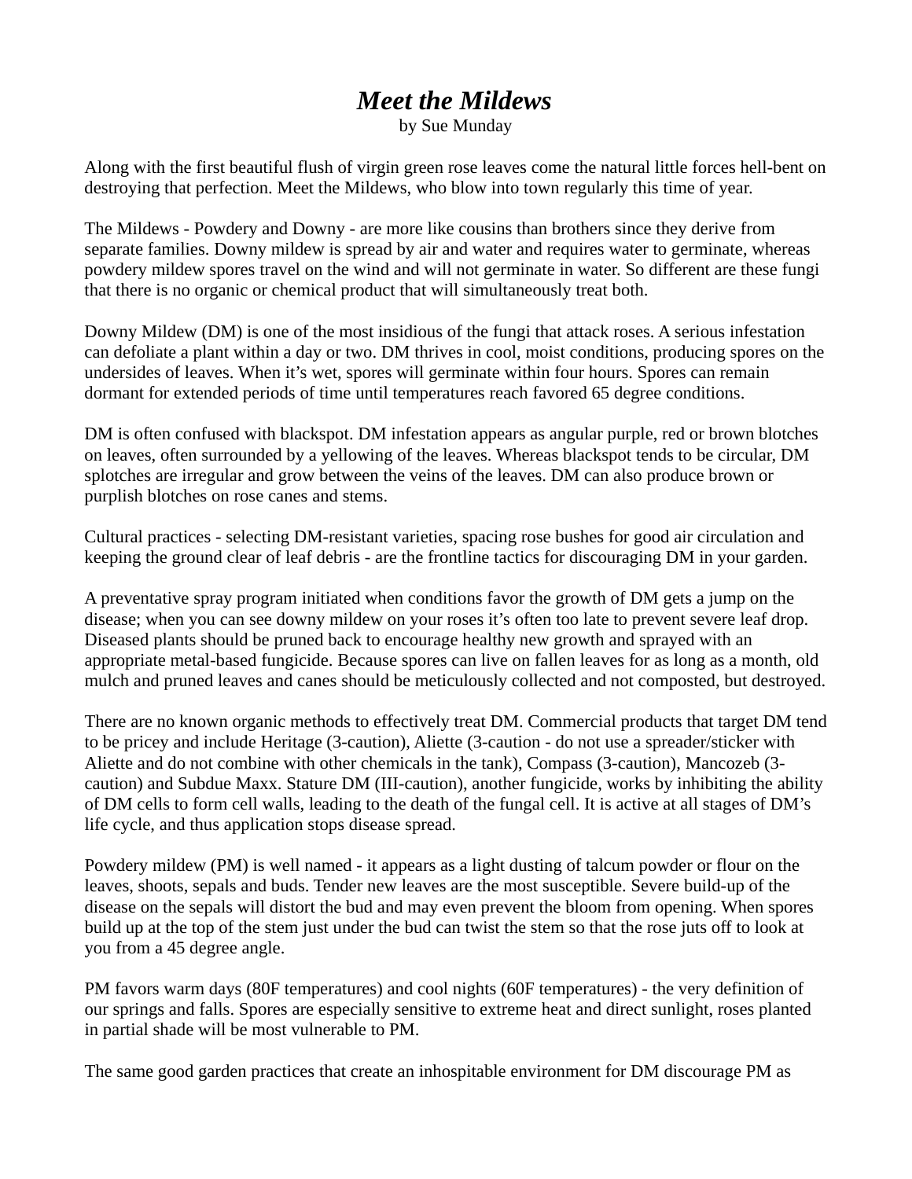# *Meet the Mildews*

by Sue Munday

Along with the first beautiful flush of virgin green rose leaves come the natural little forces hell-bent on destroying that perfection. Meet the Mildews, who blow into town regularly this time of year.

The Mildews - Powdery and Downy - are more like cousins than brothers since they derive from separate families. Downy mildew is spread by air and water and requires water to germinate, whereas powdery mildew spores travel on the wind and will not germinate in water. So different are these fungi that there is no organic or chemical product that will simultaneously treat both.

Downy Mildew (DM) is one of the most insidious of the fungi that attack roses. A serious infestation can defoliate a plant within a day or two. DM thrives in cool, moist conditions, producing spores on the undersides of leaves. When it's wet, spores will germinate within four hours. Spores can remain dormant for extended periods of time until temperatures reach favored 65 degree conditions.

DM is often confused with blackspot. DM infestation appears as angular purple, red or brown blotches on leaves, often surrounded by a yellowing of the leaves. Whereas blackspot tends to be circular, DM splotches are irregular and grow between the veins of the leaves. DM can also produce brown or purplish blotches on rose canes and stems.

Cultural practices - selecting DM-resistant varieties, spacing rose bushes for good air circulation and keeping the ground clear of leaf debris - are the frontline tactics for discouraging DM in your garden.

A preventative spray program initiated when conditions favor the growth of DM gets a jump on the disease; when you can see downy mildew on your roses it's often too late to prevent severe leaf drop. Diseased plants should be pruned back to encourage healthy new growth and sprayed with an appropriate metal-based fungicide. Because spores can live on fallen leaves for as long as a month, old mulch and pruned leaves and canes should be meticulously collected and not composted, but destroyed.

There are no known organic methods to effectively treat DM. Commercial products that target DM tend to be pricey and include Heritage (3-caution), Aliette (3-caution - do not use a spreader/sticker with Aliette and do not combine with other chemicals in the tank), Compass (3-caution), Mancozeb (3-caution) and Subdue Maxx. Stature DM (III-caution), another fungicide, works by inhibiting the ability of DM cells to form cell walls, leading to the death of the fungal cell. It is active at all stages of DM's life cycle, and thus application stops disease spread.

Powdery mildew (PM) is well named - it appears as a light dusting of talcum powder or flour on the leaves, shoots, sepals and buds. Tender new leaves are the most susceptible. Severe build-up of the disease on the sepals will distort the bud and may even prevent the bloom from opening. When spores build up at the top of the stem just under the bud can twist the stem so that the rose juts off to look at you from a 45 degree angle.

PM favors warm days (80F temperatures) and cool nights (60F temperatures) - the very definition of our springs and falls. Spores are especially sensitive to extreme heat and direct sunlight, roses planted in partial shade will be most vulnerable to PM.

The same good garden practices that create an inhospitable environment for DM discourage PM as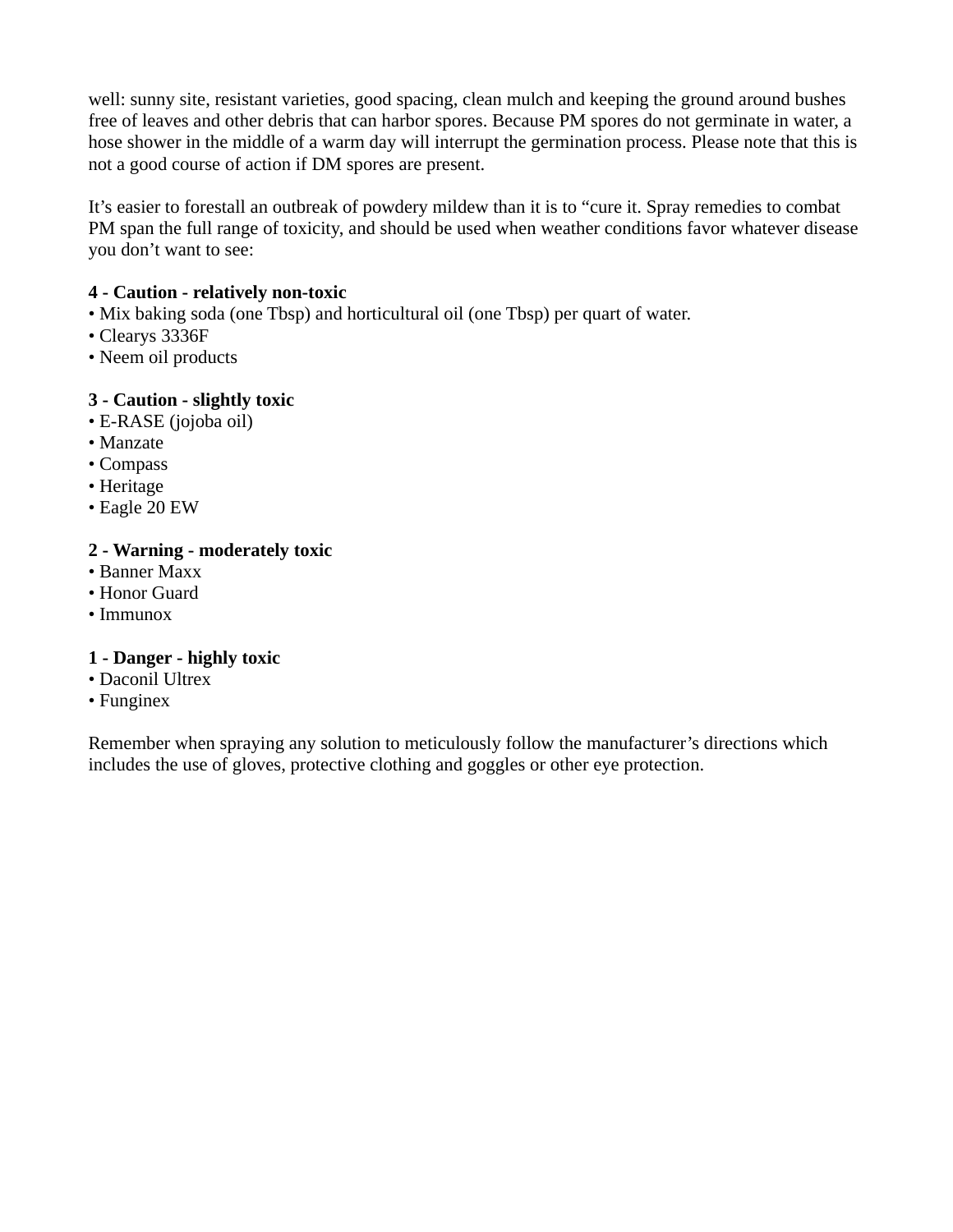well: sunny site, resistant varieties, good spacing, clean mulch and keeping the ground around bushes free of leaves and other debris that can harbor spores. Because PM spores do not germinate in water, a hose shower in the middle of a warm day will interrupt the germination process. Please note that this is not a good course of action if DM spores are present.

It’s easier to forestall an outbreak of powdery mildew than it is to “cure it. Spray remedies to combat PM span the full range of toxicity, and should be used when weather conditions favor whatever disease you don’t want to see:

**4 - Caution - relatively non-toxic**
- Mix baking soda (one Tbsp) and horticultural oil (one Tbsp) per quart of water.
- Clearys 3336F
- Neem oil products

**3 - Caution - slightly toxic**
- E-RASE (jojoba oil)
- Manzate
- Compass
- Heritage
- Eagle 20 EW

**2 - Warning - moderately toxic**
- Banner Maxx
- Honor Guard
- Immunox

**1 - Danger - highly toxic**
- Daconil Ultrex
- Funginex

Remember when spraying any solution to meticulously follow the manufacturer’s directions which includes the use of gloves, protective clothing and goggles or other eye protection.